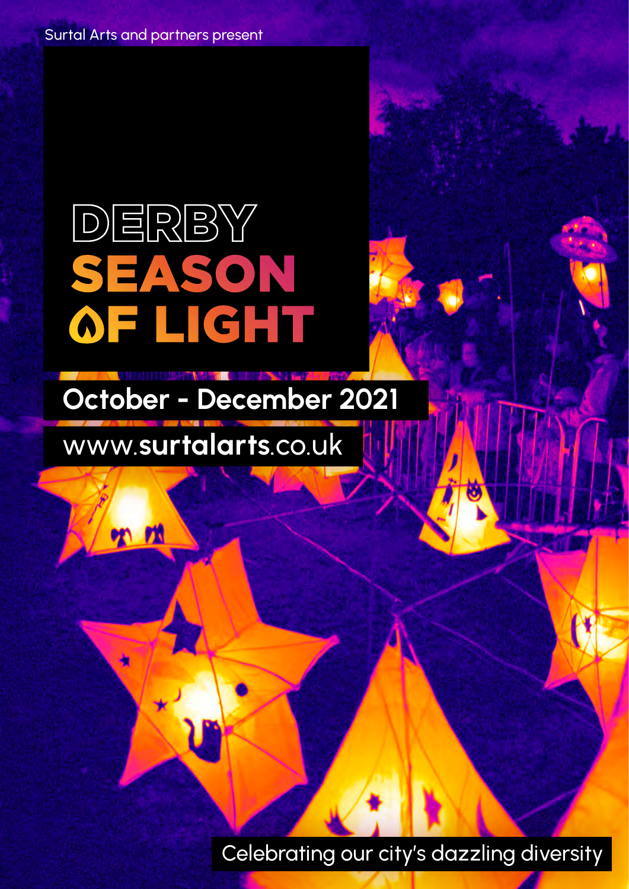Surtal Arts and partners present

# DERBY SEASON OF LIGHT

## October - December 2021

www.**surtalarts**.co.uk

Celebrating our city's dazzling diversity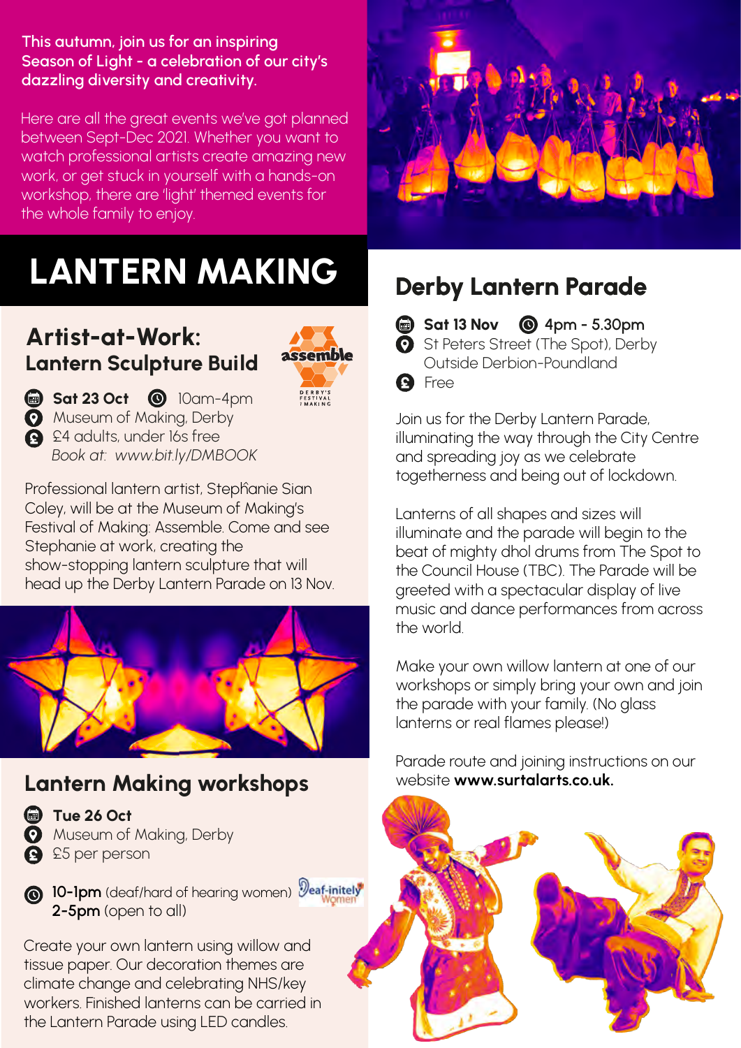This autumn, join us for an inspiring Season of Light - a celebration of our city's dazzling diversity and creativity.

Here are all the great events we've got planned between Sept-Dec 2021. Whether you want to watch professional artists create amazing new work, or get stuck in yourself with a hands-on workshop, there are 'light' themed events for the whole family to enjoy.

# LANTERN MAKING

## Artist-at-Work: Lantern Sculpture Build

**Sat 23 Oct** 10am-4pm
Museum of Making, Derby
£4 adults, under 16s free
*Book at: www.bit.ly/DMBOOK*

Professional lantern artist, Stephanie Sian Coley, will be at the Museum of Making's Festival of Making: Assemble. Come and see Stephanie at work, creating the show-stopping lantern sculpture that will head up the Derby Lantern Parade on 13 Nov.

## Lantern Making workshops

**Tue 26 Oct**
Museum of Making, Derby
£5 per person

**10-1pm** (deaf/hard of hearing women)
**2-5pm** (open to all)

Create your own lantern using willow and tissue paper. Our decoration themes are climate change and celebrating NHS/key workers. Finished lanterns can be carried in the Lantern Parade using LED candles.

## Derby Lantern Parade

**Sat 13 Nov** **4pm - 5.30pm**
St Peters Street (The Spot), Derby
Outside Derbion-Poundland
Free

Join us for the Derby Lantern Parade, illuminating the way through the City Centre and spreading joy as we celebrate togetherness and being out of lockdown.

Lanterns of all shapes and sizes will illuminate and the parade will begin to the beat of mighty dhol drums from The Spot to the Council House (TBC). The Parade will be greeted with a spectacular display of live music and dance performances from across the world.

Make your own willow lantern at one of our workshops or simply bring your own and join the parade with your family. (No glass lanterns or real flames please!)

Parade route and joining instructions on our website **www.surtalarts.co.uk.**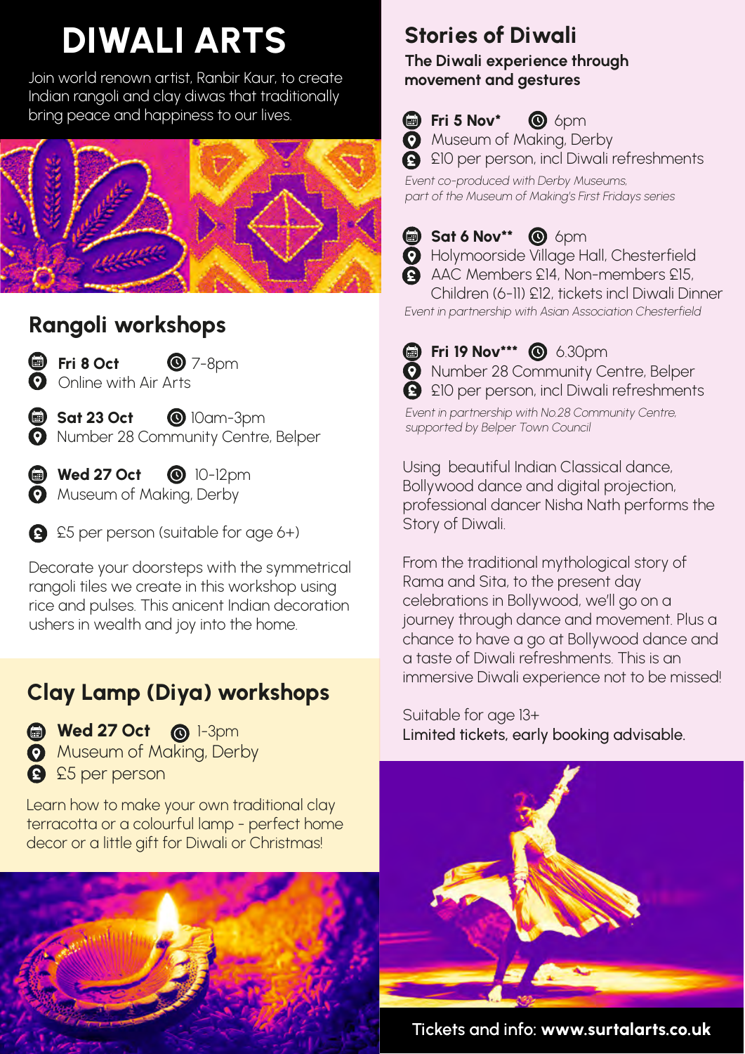# DIWALI ARTS

Join world renown artist, Ranbir Kaur, to create Indian rangoli and clay diwas that traditionally bring peace and happiness to our lives.

## Rangoli workshops

**Fri 8 Oct** 7-8pm
Online with Air Arts

**Sat 23 Oct** 10am-3pm
Number 28 Community Centre, Belper

**Wed 27 Oct** 10-12pm
Museum of Making, Derby

£5 per person (suitable for age 6+)

Decorate your doorsteps with the symmetrical rangoli tiles we create in this workshop using rice and pulses. This anicent Indian decoration ushers in wealth and joy into the home.

## Clay Lamp (Diya) workshops

**Wed 27 Oct** 1-3pm
Museum of Making, Derby
£5 per person

Learn how to make your own traditional clay terracotta or a colourful lamp - perfect home decor or a little gift for Diwali or Christmas!

## Stories of Diwali

**The Diwali experience through movement and gestures**

**Fri 5 Nov*** 6pm
Museum of Making, Derby
£10 per person, incl Diwali refreshments

*Event co-produced with Derby Museums, part of the Museum of Making's First Fridays series*

**Sat 6 Nov**** 6pm
Holymoorside Village Hall, Chesterfield
AAC Members £14, Non-members £15, Children (6-11) £12, tickets incl Diwali Dinner

*Event in partnership with Asian Association Chesterfield*

**Fri 19 Nov***** 6.30pm
Number 28 Community Centre, Belper
£10 per person, incl Diwali refreshments

*Event in partnership with No.28 Community Centre, supported by Belper Town Council*

Using beautiful Indian Classical dance, Bollywood dance and digital projection, professional dancer Nisha Nath performs the Story of Diwali.

From the traditional mythological story of Rama and Sita, to the present day celebrations in Bollywood, we'll go on a journey through dance and movement. Plus a chance to have a go at Bollywood dance and a taste of Diwali refreshments. This is an immersive Diwali experience not to be missed!

Suitable for age 13+
Limited tickets, early booking advisable.

Tickets and info: **www.surtalarts.co.uk**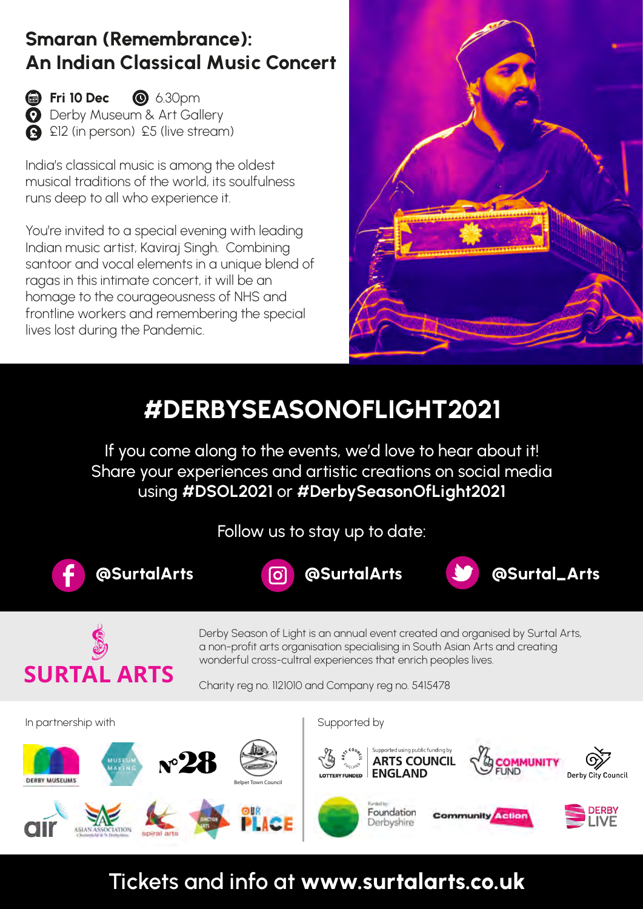## Smaran (Remembrance): An Indian Classical Music Concert

**Fri 10 Dec** 6.30pm
Derby Museum & Art Gallery
£12 (in person) £5 (live stream)

India's classical music is among the oldest musical traditions of the world, its soulfulness runs deep to all who experience it.

You're invited to a special evening with leading Indian music artist, Kaviraj Singh. Combining santoor and vocal elements in a unique blend of ragas in this intimate concert, it will be an homage to the courageousness of NHS and frontline workers and remembering the special lives lost during the Pandemic.

## #DERBYSEASONOFLIGHT2021

If you come along to the events, we'd love to hear about it! Share your experiences and artistic creations on social media using **#DSOL2021** or **#DerbySeasonOfLight2021**

Follow us to stay up to date:

**@SurtalArts** **@SurtalArts** **@Surtal_Arts**

SURTAL ARTS

Derby Season of Light is an annual event created and organised by Surtal Arts, a non-profit arts organisation specialising in South Asian Arts and creating wonderful cross-cultral experiences that enrich peoples lives.

Charity reg no. 1121010 and Company reg no. 5415478

In partnership with

DERBY MUSEUMS, MUSEUM MAKING, No28, Belper Town Council, air, ASIAN ASSOCIATION Chesterfield & N Derbyshire, spiral arts, JUNCTION ARTS, OUR PLACE

Supported by

LOTTERY FUNDED, Supported using public funding by ARTS COUNCIL ENGLAND, COMMUNITY FUND, Derby City Council, Funded by: Foundation Derbyshire, Community Action, DERBY LIVE

Tickets and info at **www.surtalarts.co.uk**